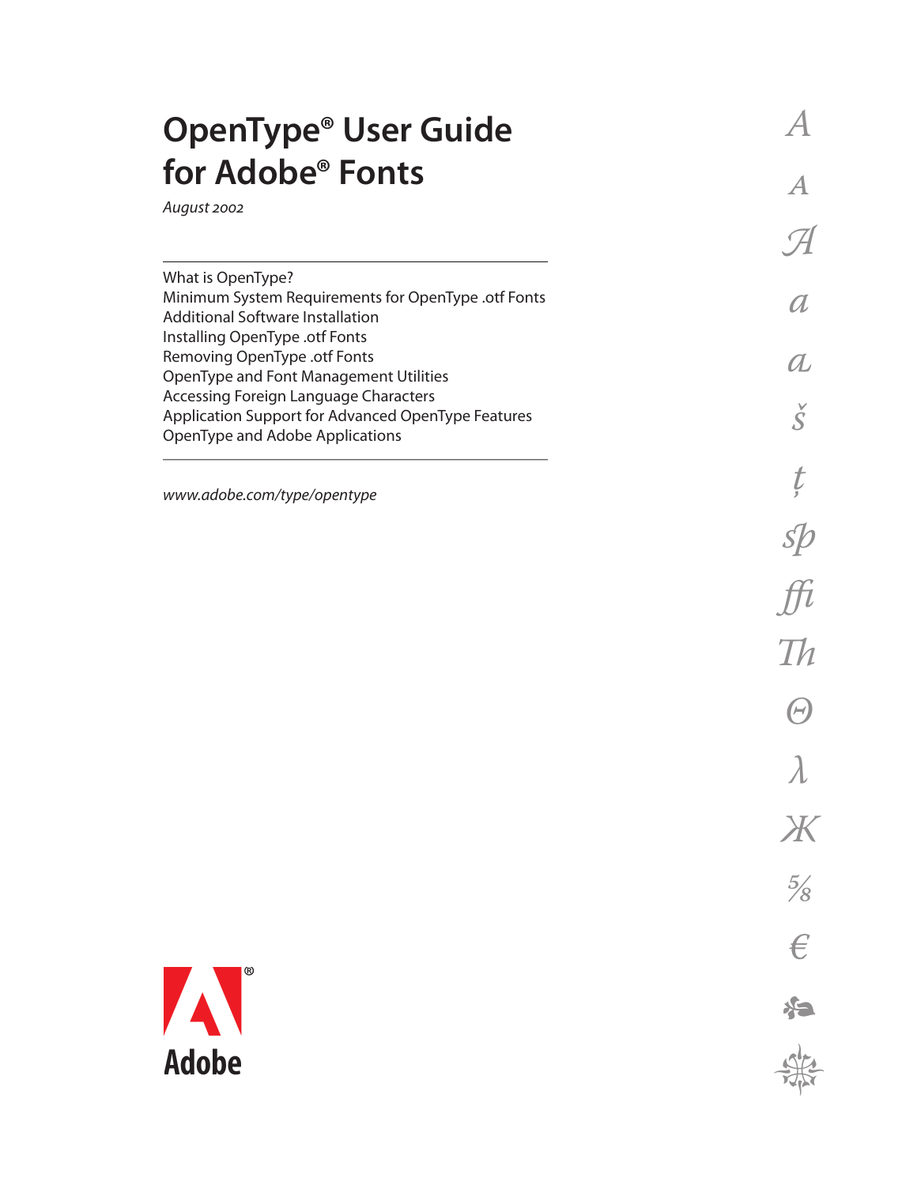# OpenType® User Guide for Adobe® Fonts

*August 2002*

---

What is OpenType?
Minimum System Requirements for OpenType .otf Fonts
Additional Software Installation
Installing OpenType .otf Fonts
Removing OpenType .otf Fonts
OpenType and Font Management Utilities
Accessing Foreign Language Characters
Application Support for Advanced OpenType Features
OpenType and Adobe Applications

---

*www.adobe.com/type/opentype*

Adobe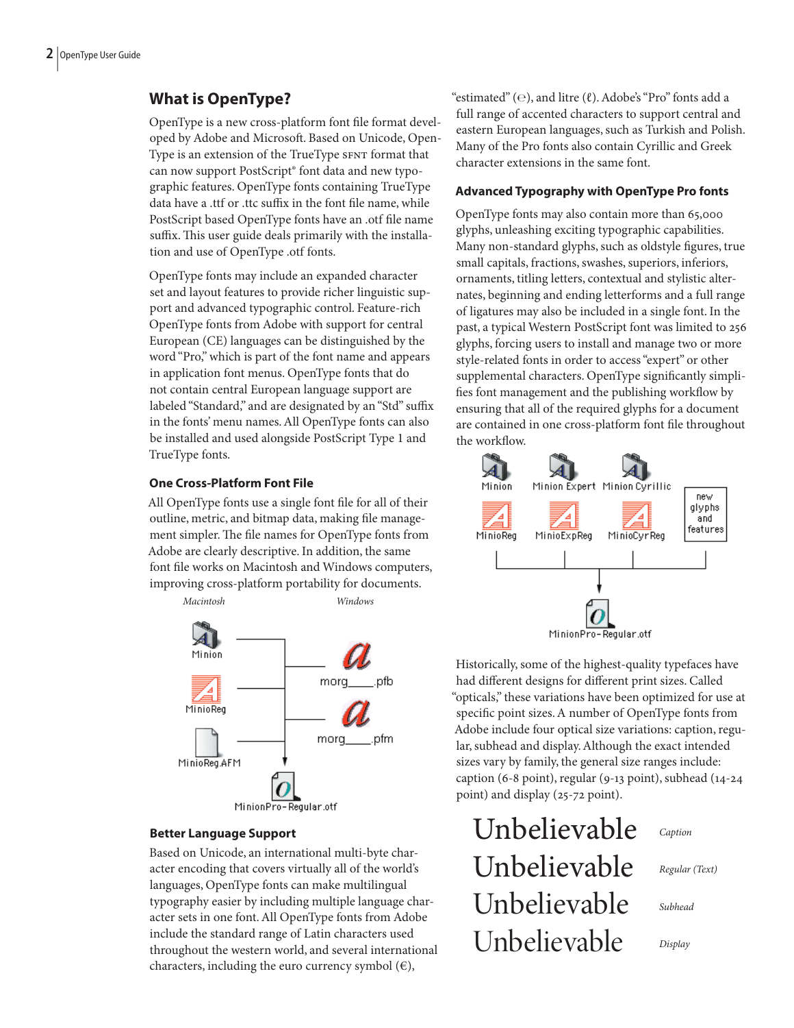## What is OpenType?

OpenType is a new cross-platform font file format developed by Adobe and Microsoft. Based on Unicode, OpenType is an extension of the TrueType SFNT format that can now support PostScript® font data and new typographic features. OpenType fonts containing TrueType data have a .ttf or .ttc suffix in the font file name, while PostScript based OpenType fonts have an .otf file name suffix. This user guide deals primarily with the installation and use of OpenType .otf fonts.

OpenType fonts may include an expanded character set and layout features to provide richer linguistic support and advanced typographic control. Feature-rich OpenType fonts from Adobe with support for central European (CE) languages can be distinguished by the word "Pro," which is part of the font name and appears in application font menus. OpenType fonts that do not contain central European language support are labeled "Standard," and are designated by an "Std" suffix in the fonts' menu names. All OpenType fonts can also be installed and used alongside PostScript Type 1 and TrueType fonts.

### One Cross-Platform Font File

All OpenType fonts use a single font file for all of their outline, metric, and bitmap data, making file management simpler. The file names for OpenType fonts from Adobe are clearly descriptive. In addition, the same font file works on Macintosh and Windows computers, improving cross-platform portability for documents.

*Macintosh* *Windows*

Minion
MinioReg
MinioReg.AFM
morg____.pfb
morg____.pfm
MinionPro-Regular.otf

### Better Language Support

Based on Unicode, an international multi-byte character encoding that covers virtually all of the world's languages, OpenType fonts can make multilingual typography easier by including multiple language character sets in one font. All OpenType fonts from Adobe include the standard range of Latin characters used throughout the western world, and several international characters, including the euro currency symbol (€), "estimated" (℮), and litre (ℓ). Adobe's "Pro" fonts add a full range of accented characters to support central and eastern European languages, such as Turkish and Polish. Many of the Pro fonts also contain Cyrillic and Greek character extensions in the same font.

### Advanced Typography with OpenType Pro fonts

OpenType fonts may also contain more than 65,000 glyphs, unleashing exciting typographic capabilities. Many non-standard glyphs, such as oldstyle figures, true small capitals, fractions, swashes, superiors, inferiors, ornaments, titling letters, contextual and stylistic alternates, beginning and ending letterforms and a full range of ligatures may also be included in a single font. In the past, a typical Western PostScript font was limited to 256 glyphs, forcing users to install and manage two or more style-related fonts in order to access "expert" or other supplemental characters. OpenType significantly simplifies font management and the publishing workflow by ensuring that all of the required glyphs for a document are contained in one cross-platform font file throughout the workflow.

Minion
Minion Expert
Minion Cyrillic
MinioReg
MinioExpReg
MinioCyrReg
new glyphs and features
MinionPro-Regular.otf

Historically, some of the highest-quality typefaces have had different designs for different print sizes. Called "opticals," these variations have been optimized for use at specific point sizes. A number of OpenType fonts from Adobe include four optical size variations: caption, regular, subhead and display. Although the exact intended sizes vary by family, the general size ranges include: caption (6-8 point), regular (9-13 point), subhead (14-24 point) and display (25-72 point).

Unbelievable *Caption*
Unbelievable *Regular (Text)*
Unbelievable *Subhead*
Unbelievable *Display*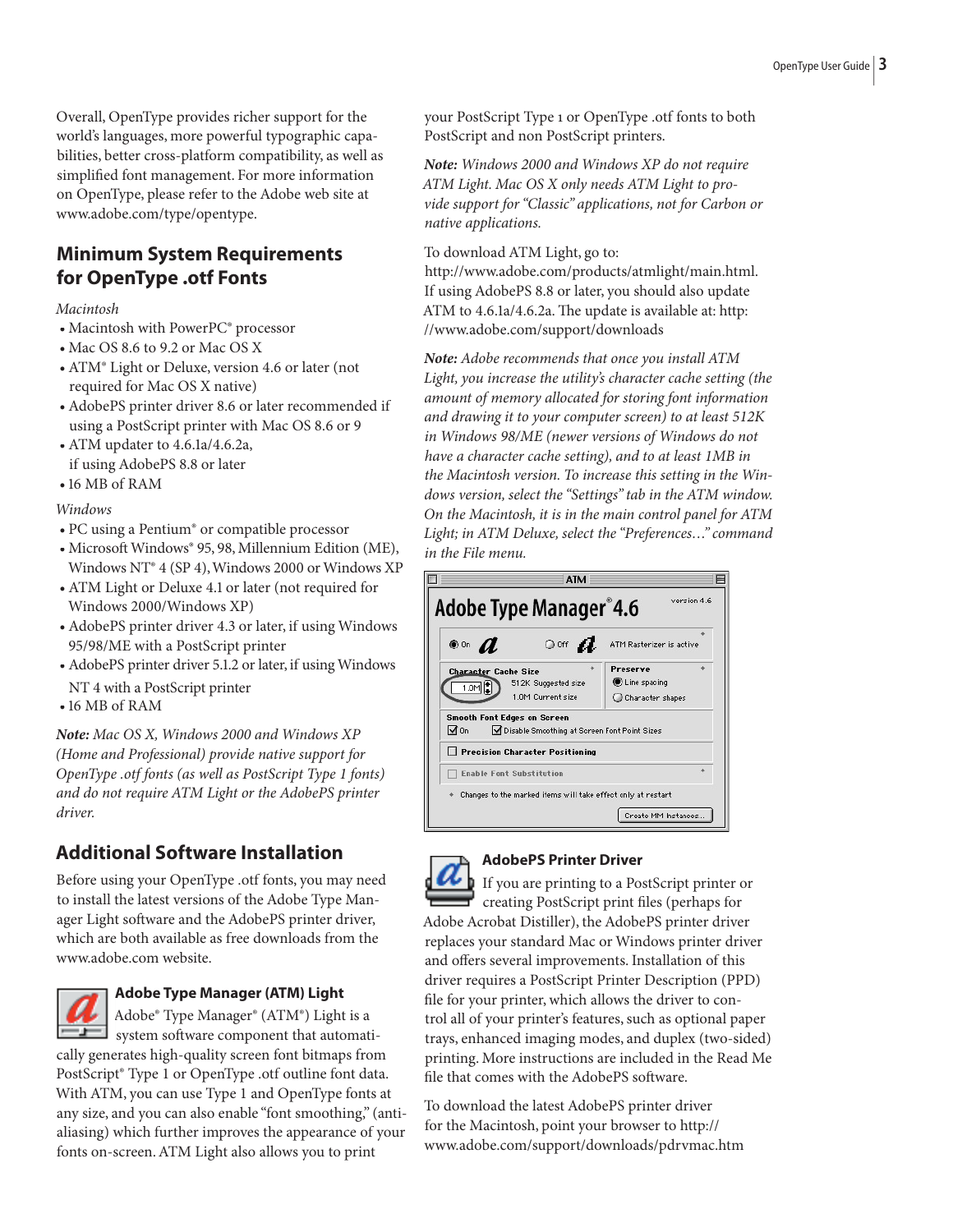Overall, OpenType provides richer support for the world's languages, more powerful typographic capabilities, better cross-platform compatibility, as well as simplified font management. For more information on OpenType, please refer to the Adobe web site at www.adobe.com/type/opentype.

## Minimum System Requirements for OpenType .otf Fonts

*Macintosh*

- Macintosh with PowerPC® processor
- Mac OS 8.6 to 9.2 or Mac OS X
- ATM® Light or Deluxe, version 4.6 or later (not required for Mac OS X native)
- AdobePS printer driver 8.6 or later recommended if using a PostScript printer with Mac OS 8.6 or 9
- ATM updater to 4.6.1a/4.6.2a, if using AdobePS 8.8 or later
- 16 MB of RAM

*Windows*

- PC using a Pentium® or compatible processor
- Microsoft Windows® 95, 98, Millennium Edition (ME), Windows NT® 4 (SP 4), Windows 2000 or Windows XP
- ATM Light or Deluxe 4.1 or later (not required for Windows 2000/Windows XP)
- AdobePS printer driver 4.3 or later, if using Windows 95/98/ME with a PostScript printer
- AdobePS printer driver 5.1.2 or later, if using Windows NT 4 with a PostScript printer
- 16 MB of RAM

***Note:*** *Mac OS X, Windows 2000 and Windows XP (Home and Professional) provide native support for OpenType .otf fonts (as well as PostScript Type 1 fonts) and do not require ATM Light or the AdobePS printer driver.*

## Additional Software Installation

Before using your OpenType .otf fonts, you may need to install the latest versions of the Adobe Type Manager Light software and the AdobePS printer driver, which are both available as free downloads from the www.adobe.com website.

### Adobe Type Manager (ATM) Light

Adobe® Type Manager® (ATM®) Light is a system software component that automatically generates high-quality screen font bitmaps from PostScript® Type 1 or OpenType .otf outline font data. With ATM, you can use Type 1 and OpenType fonts at any size, and you can also enable "font smoothing," (anti-aliasing) which further improves the appearance of your fonts on-screen. ATM Light also allows you to print your PostScript Type 1 or OpenType .otf fonts to both PostScript and non PostScript printers.

***Note:*** *Windows 2000 and Windows XP do not require ATM Light. Mac OS X only needs ATM Light to provide support for "Classic" applications, not for Carbon or native applications.*

To download ATM Light, go to: http://www.adobe.com/products/atmlight/main.html. If using AdobePS 8.8 or later, you should also update ATM to 4.6.1a/4.6.2a. The update is available at: http://www.adobe.com/support/downloads

***Note:*** *Adobe recommends that once you install ATM Light, you increase the utility's character cache setting (the amount of memory allocated for storing font information and drawing it to your computer screen) to at least 512K in Windows 98/ME (newer versions of Windows do not have a character cache setting), and to at least 1MB in the Macintosh version. To increase this setting in the Windows version, select the "Settings" tab in the ATM window. On the Macintosh, it is in the main control panel for ATM Light; in ATM Deluxe, select the "Preferences…" command in the File menu.*

### AdobePS Printer Driver

If you are printing to a PostScript printer or creating PostScript print files (perhaps for Adobe Acrobat Distiller), the AdobePS printer driver replaces your standard Mac or Windows printer driver and offers several improvements. Installation of this driver requires a PostScript Printer Description (PPD) file for your printer, which allows the driver to control all of your printer's features, such as optional paper trays, enhanced imaging modes, and duplex (two-sided) printing. More instructions are included in the Read Me file that comes with the AdobePS software.

To download the latest AdobePS printer driver for the Macintosh, point your browser to http://www.adobe.com/support/downloads/pdrvmac.htm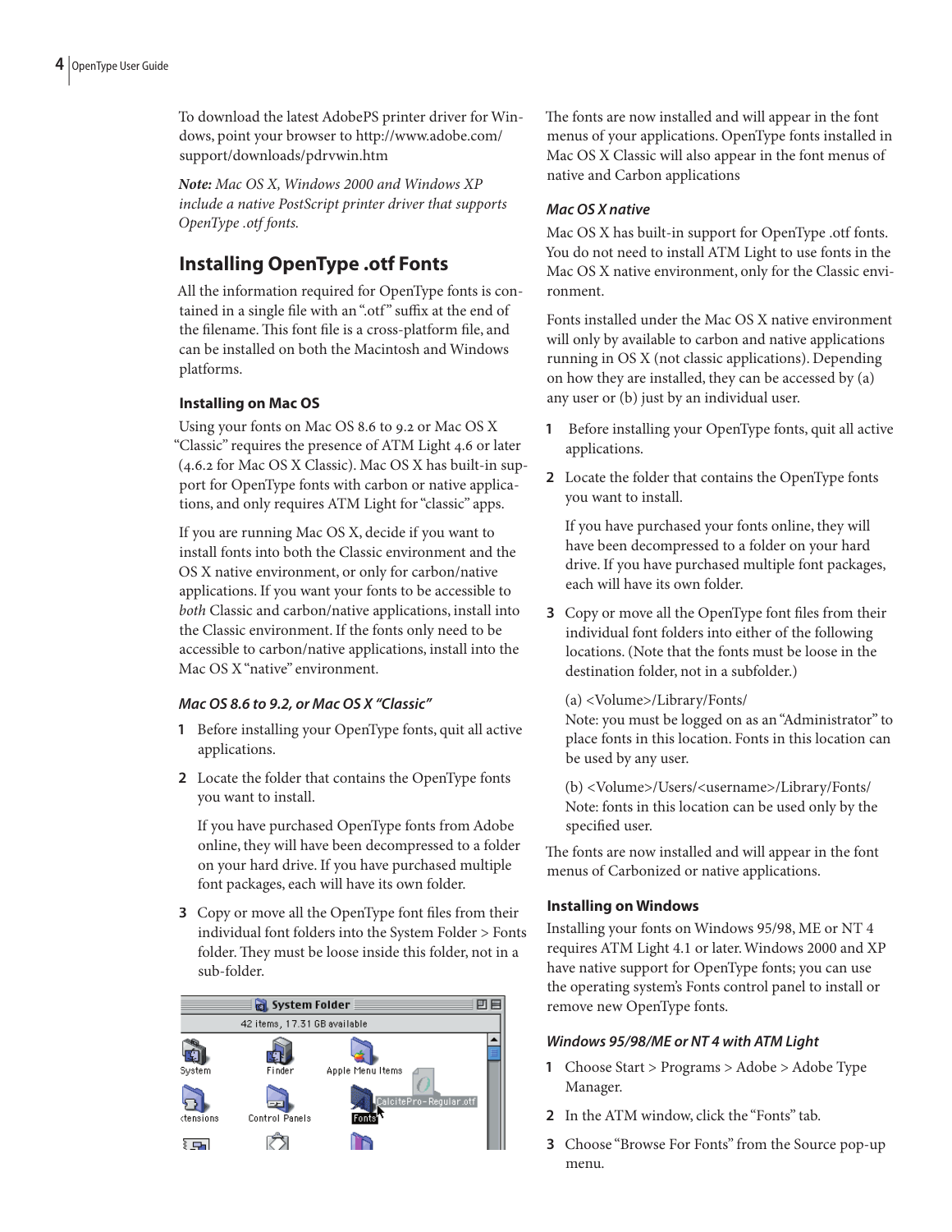To download the latest AdobePS printer driver for Windows, point your browser to http://www.adobe.com/support/downloads/pdrvwin.htm

***Note:*** *Mac OS X, Windows 2000 and Windows XP include a native PostScript printer driver that supports OpenType .otf fonts.*

## Installing OpenType .otf Fonts

All the information required for OpenType fonts is contained in a single file with an ".otf" suffix at the end of the filename. This font file is a cross-platform file, and can be installed on both the Macintosh and Windows platforms.

### Installing on Mac OS

Using your fonts on Mac OS 8.6 to 9.2 or Mac OS X "Classic" requires the presence of ATM Light 4.6 or later (4.6.2 for Mac OS X Classic). Mac OS X has built-in support for OpenType fonts with carbon or native applications, and only requires ATM Light for "classic" apps.

If you are running Mac OS X, decide if you want to install fonts into both the Classic environment and the OS X native environment, or only for carbon/native applications. If you want your fonts to be accessible to *both* Classic and carbon/native applications, install into the Classic environment. If the fonts only need to be accessible to carbon/native applications, install into the Mac OS X "native" environment.

#### *Mac OS 8.6 to 9.2, or Mac OS X "Classic"*

1. Before installing your OpenType fonts, quit all active applications.
2. Locate the folder that contains the OpenType fonts you want to install.

   If you have purchased OpenType fonts from Adobe online, they will have been decompressed to a folder on your hard drive. If you have purchased multiple font packages, each will have its own folder.
3. Copy or move all the OpenType font files from their individual font folders into the System Folder > Fonts folder. They must be loose inside this folder, not in a sub-folder.

System Folder
42 items, 17.31 GB available
System
Finder
Apple Menu Items
CalcitePro-Regular.otf
Extensions
Control Panels
Fonts

The fonts are now installed and will appear in the font menus of your applications. OpenType fonts installed in Mac OS X Classic will also appear in the font menus of native and Carbon applications

#### *Mac OS X native*

Mac OS X has built-in support for OpenType .otf fonts. You do not need to install ATM Light to use fonts in the Mac OS X native environment, only for the Classic environment.

Fonts installed under the Mac OS X native environment will only by available to carbon and native applications running in OS X (not classic applications). Depending on how they are installed, they can be accessed by (a) any user or (b) just by an individual user.

1. Before installing your OpenType fonts, quit all active applications.
2. Locate the folder that contains the OpenType fonts you want to install.

   If you have purchased your fonts online, they will have been decompressed to a folder on your hard drive. If you have purchased multiple font packages, each will have its own folder.
3. Copy or move all the OpenType font files from their individual font folders into either of the following locations. (Note that the fonts must be loose in the destination folder, not in a subfolder.)

   (a) <Volume>/Library/Fonts/
   Note: you must be logged on as an "Administrator" to place fonts in this location. Fonts in this location can be used by any user.

   (b) <Volume>/Users/<username>/Library/Fonts/
   Note: fonts in this location can be used only by the specified user.

The fonts are now installed and will appear in the font menus of Carbonized or native applications.

### Installing on Windows

Installing your fonts on Windows 95/98, ME or NT 4 requires ATM Light 4.1 or later. Windows 2000 and XP have native support for OpenType fonts; you can use the operating system's Fonts control panel to install or remove new OpenType fonts.

#### *Windows 95/98/ME or NT 4 with ATM Light*

1. Choose Start > Programs > Adobe > Adobe Type Manager.
2. In the ATM window, click the "Fonts" tab.
3. Choose "Browse For Fonts" from the Source pop-up menu.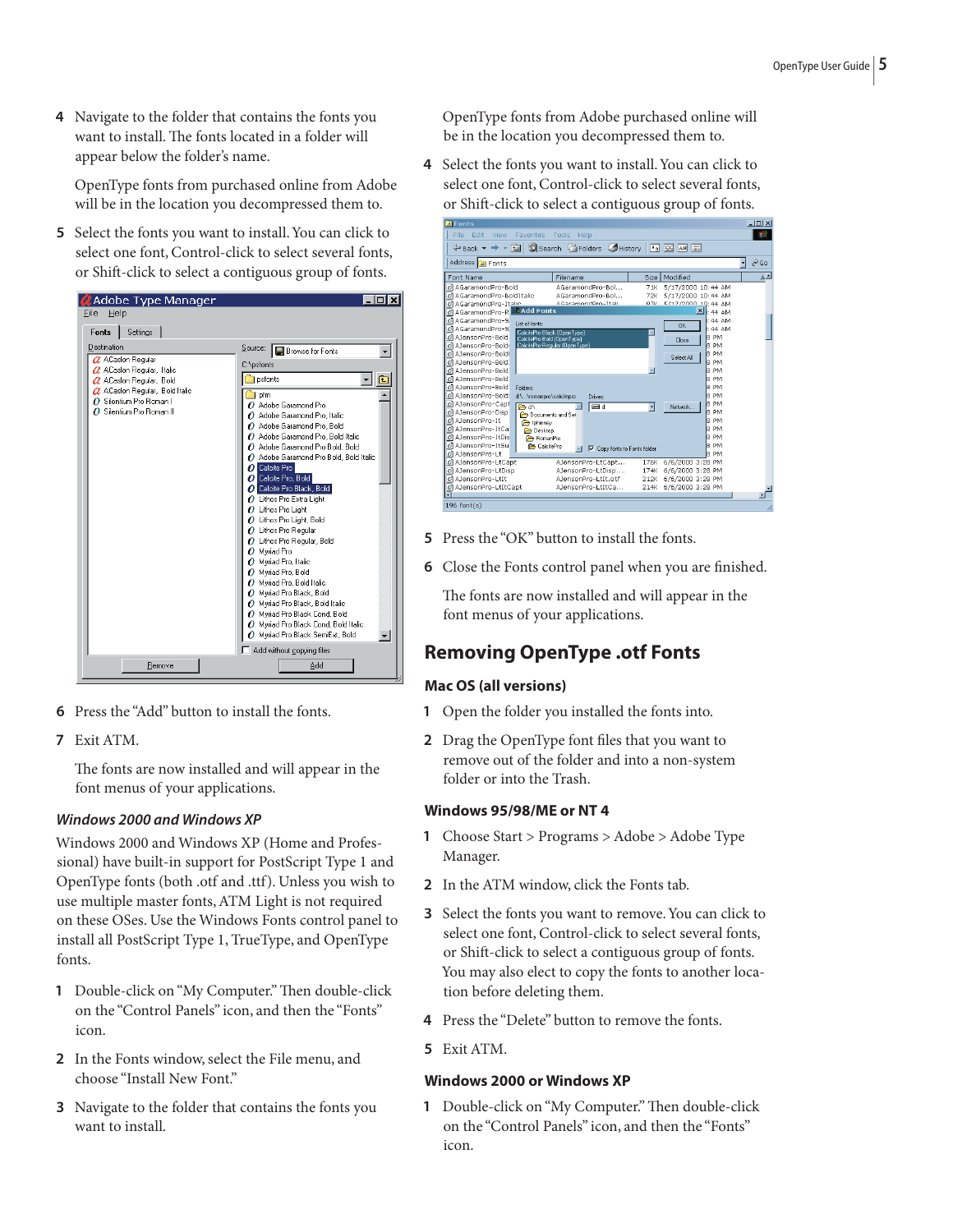4 Navigate to the folder that contains the fonts you want to install. The fonts located in a folder will appear below the folder's name.

   OpenType fonts from purchased online from Adobe will be in the location you decompressed them to.

5 Select the fonts you want to install. You can click to select one font, Control-click to select several fonts, or Shift-click to select a contiguous group of fonts.

6 Press the "Add" button to install the fonts.

7 Exit ATM.

   The fonts are now installed and will appear in the font menus of your applications.

#### *Windows 2000 and Windows XP*

Windows 2000 and Windows XP (Home and Professional) have built-in support for PostScript Type 1 and OpenType fonts (both .otf and .ttf). Unless you wish to use multiple master fonts, ATM Light is not required on these OSes. Use the Windows Fonts control panel to install all PostScript Type 1, TrueType, and OpenType fonts.

1 Double-click on "My Computer." Then double-click on the "Control Panels" icon, and then the "Fonts" icon.

2 In the Fonts window, select the File menu, and choose "Install New Font."

3 Navigate to the folder that contains the fonts you want to install.

   OpenType fonts from Adobe purchased online will be in the location you decompressed them to.

4 Select the fonts you want to install. You can click to select one font, Control-click to select several fonts, or Shift-click to select a contiguous group of fonts.

5 Press the "OK" button to install the fonts.

6 Close the Fonts control panel when you are finished.

   The fonts are now installed and will appear in the font menus of your applications.

## Removing OpenType .otf Fonts

### Mac OS (all versions)

1 Open the folder you installed the fonts into.

2 Drag the OpenType font files that you want to remove out of the folder and into a non-system folder or into the Trash.

### Windows 95/98/ME or NT 4

1 Choose Start > Programs > Adobe > Adobe Type Manager.

2 In the ATM window, click the Fonts tab.

3 Select the fonts you want to remove. You can click to select one font, Control-click to select several fonts, or Shift-click to select a contiguous group of fonts. You may also elect to copy the fonts to another location before deleting them.

4 Press the "Delete" button to remove the fonts.

5 Exit ATM.

### Windows 2000 or Windows XP

1 Double-click on "My Computer." Then double-click on the "Control Panels" icon, and then the "Fonts" icon.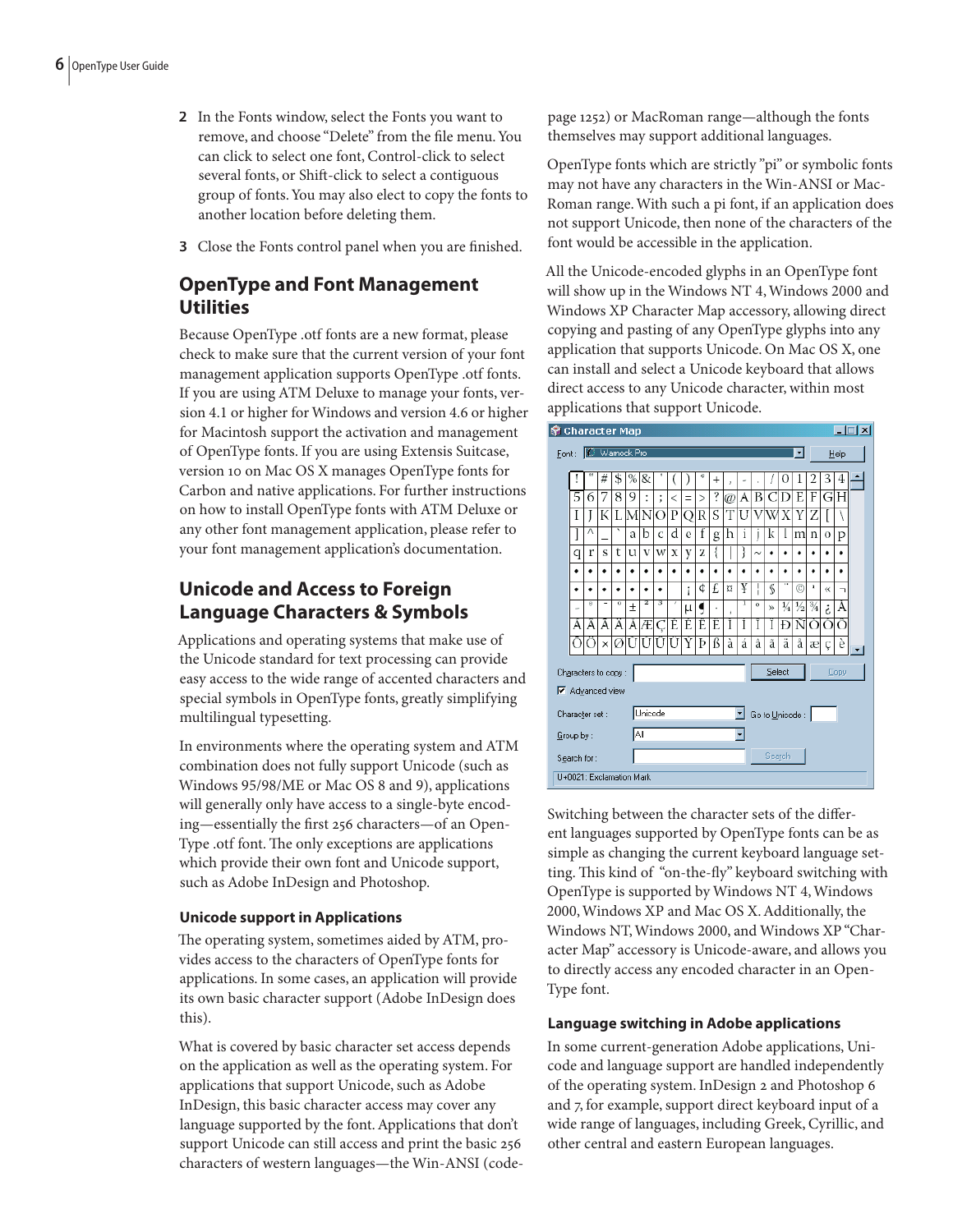2. In the Fonts window, select the Fonts you want to remove, and choose "Delete" from the file menu. You can click to select one font, Control-click to select several fonts, or Shift-click to select a contiguous group of fonts. You may also elect to copy the fonts to another location before deleting them.

3. Close the Fonts control panel when you are finished.

## OpenType and Font Management Utilities

Because OpenType .otf fonts are a new format, please check to make sure that the current version of your font management application supports OpenType .otf fonts. If you are using ATM Deluxe to manage your fonts, version 4.1 or higher for Windows and version 4.6 or higher for Macintosh support the activation and management of OpenType fonts. If you are using Extensis Suitcase, version 10 on Mac OS X manages OpenType fonts for Carbon and native applications. For further instructions on how to install OpenType fonts with ATM Deluxe or any other font management application, please refer to your font management application's documentation.

## Unicode and Access to Foreign Language Characters & Symbols

Applications and operating systems that make use of the Unicode standard for text processing can provide easy access to the wide range of accented characters and special symbols in OpenType fonts, greatly simplifying multilingual typesetting.

In environments where the operating system and ATM combination does not fully support Unicode (such as Windows 95/98/ME or Mac OS 8 and 9), applications will generally only have access to a single-byte encoding—essentially the first 256 characters—of an OpenType .otf font. The only exceptions are applications which provide their own font and Unicode support, such as Adobe InDesign and Photoshop.

### Unicode support in Applications

The operating system, sometimes aided by ATM, provides access to the characters of OpenType fonts for applications. In some cases, an application will provide its own basic character support (Adobe InDesign does this).

What is covered by basic character set access depends on the application as well as the operating system. For applications that support Unicode, such as Adobe InDesign, this basic character access may cover any language supported by the font. Applications that don't support Unicode can still access and print the basic 256 characters of western languages—the Win-ANSI (codepage 1252) or MacRoman range—although the fonts themselves may support additional languages.

OpenType fonts which are strictly "pi" or symbolic fonts may not have any characters in the Win-ANSI or MacRoman range. With such a pi font, if an application does not support Unicode, then none of the characters of the font would be accessible in the application.

All the Unicode-encoded glyphs in an OpenType font will show up in the Windows NT 4, Windows 2000 and Windows XP Character Map accessory, allowing direct copying and pasting of any OpenType glyphs into any application that supports Unicode. On Mac OS X, one can install and select a Unicode keyboard that allows direct access to any Unicode character, within most applications that support Unicode.

Switching between the character sets of the different languages supported by OpenType fonts can be as simple as changing the current keyboard language setting. This kind of "on-the-fly" keyboard switching with OpenType is supported by Windows NT 4, Windows 2000, Windows XP and Mac OS X. Additionally, the Windows NT, Windows 2000, and Windows XP "Character Map" accessory is Unicode-aware, and allows you to directly access any encoded character in an OpenType font.

### Language switching in Adobe applications

In some current-generation Adobe applications, Unicode and language support are handled independently of the operating system. InDesign 2 and Photoshop 6 and 7, for example, support direct keyboard input of a wide range of languages, including Greek, Cyrillic, and other central and eastern European languages.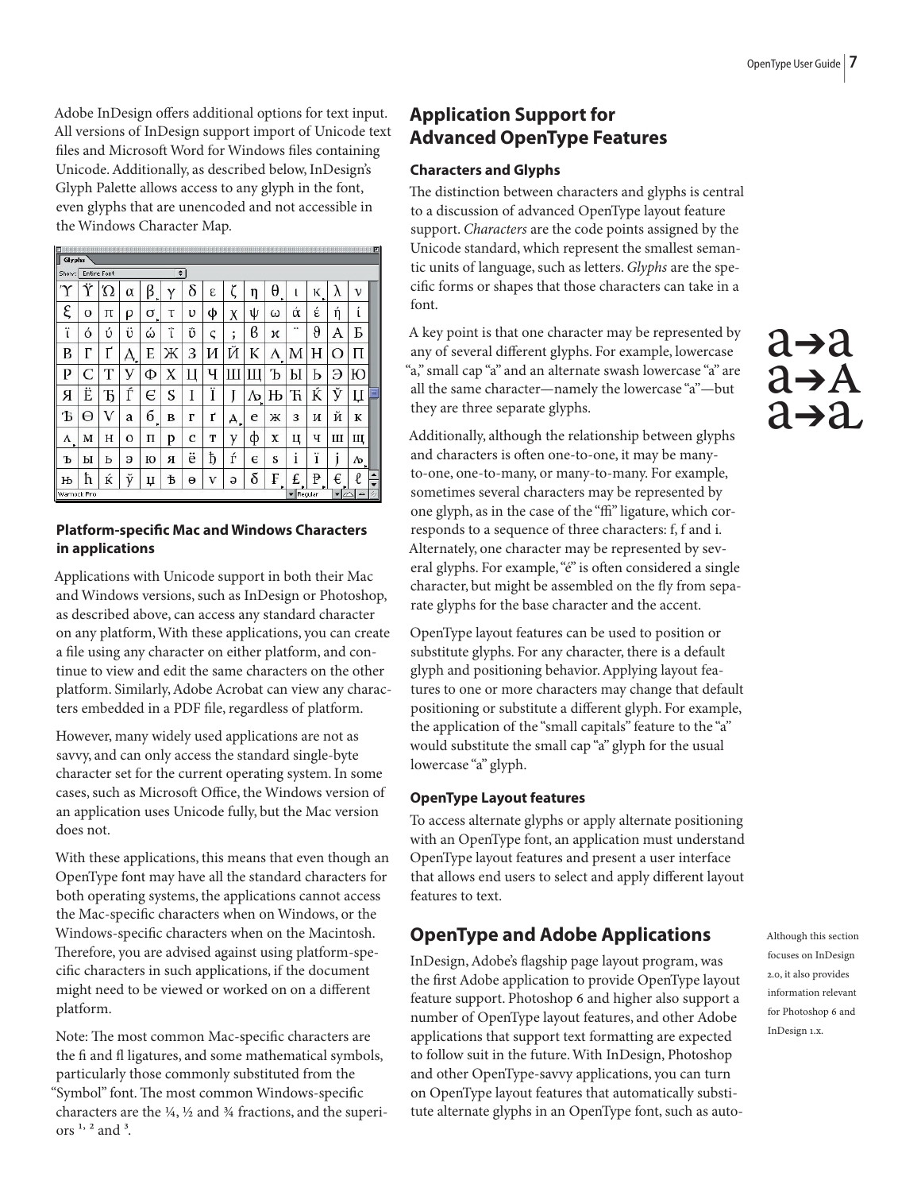Adobe InDesign offers additional options for text input. All versions of InDesign support import of Unicode text files and Microsoft Word for Windows files containing Unicode. Additionally, as described below, InDesign's Glyph Palette allows access to any glyph in the font, even glyphs that are unencoded and not accessible in the Windows Character Map.

### Platform-specific Mac and Windows Characters in applications

Applications with Unicode support in both their Mac and Windows versions, such as InDesign or Photoshop, as described above, can access any standard character on any platform, With these applications, you can create a file using any character on either platform, and continue to view and edit the same characters on the other platform. Similarly, Adobe Acrobat can view any characters embedded in a PDF file, regardless of platform.

However, many widely used applications are not as savvy, and can only access the standard single-byte character set for the current operating system. In some cases, such as Microsoft Office, the Windows version of an application uses Unicode fully, but the Mac version does not.

With these applications, this means that even though an OpenType font may have all the standard characters for both operating systems, the applications cannot access the Mac-specific characters when on Windows, or the Windows-specific characters when on the Macintosh. Therefore, you are advised against using platform-specific characters in such applications, if the document might need to be viewed or worked on on a different platform.

Note: The most common Mac-specific characters are the fi and fl ligatures, and some mathematical symbols, particularly those commonly substituted from the "Symbol" font. The most common Windows-specific characters are the ¼, ½ and ¾ fractions, and the superiors $^1$, $^2$ and $^3$.

## Application Support for Advanced OpenType Features

### Characters and Glyphs

The distinction between characters and glyphs is central to a discussion of advanced OpenType layout feature support. *Characters* are the code points assigned by the Unicode standard, which represent the smallest semantic units of language, such as letters. *Glyphs* are the specific forms or shapes that those characters can take in a font.

A key point is that one character may be represented by any of several different glyphs. For example, lowercase "a," small cap "a" and an alternate swash lowercase "a" are all the same character—namely the lowercase "a"—but they are three separate glyphs.

Additionally, although the relationship between glyphs and characters is often one-to-one, it may be many-to-one, one-to-many, or many-to-many. For example, sometimes several characters may be represented by one glyph, as in the case of the "ffi" ligature, which corresponds to a sequence of three characters: f, f and i. Alternately, one character may be represented by several glyphs. For example, "é" is often considered a single character, but might be assembled on the fly from separate glyphs for the base character and the accent.

OpenType layout features can be used to position or substitute glyphs. For any character, there is a default glyph and positioning behavior. Applying layout features to one or more characters may change that default positioning or substitute a different glyph. For example, the application of the "small capitals" feature to the "a" would substitute the small cap "a" glyph for the usual lowercase "a" glyph.

### OpenType Layout features

To access alternate glyphs or apply alternate positioning with an OpenType font, an application must understand OpenType layout features and present a user interface that allows end users to select and apply different layout features to text.

## OpenType and Adobe Applications

InDesign, Adobe's flagship page layout program, was the first Adobe application to provide OpenType layout feature support. Photoshop 6 and higher also support a number of OpenType layout features, and other Adobe applications that support text formatting are expected to follow suit in the future. With InDesign, Photoshop and other OpenType-savvy applications, you can turn on OpenType layout features that automatically substitute alternate glyphs in an OpenType font, such as auto-

Although this section focuses on InDesign 2.0, it also provides information relevant for Photoshop 6 and InDesign 1.x.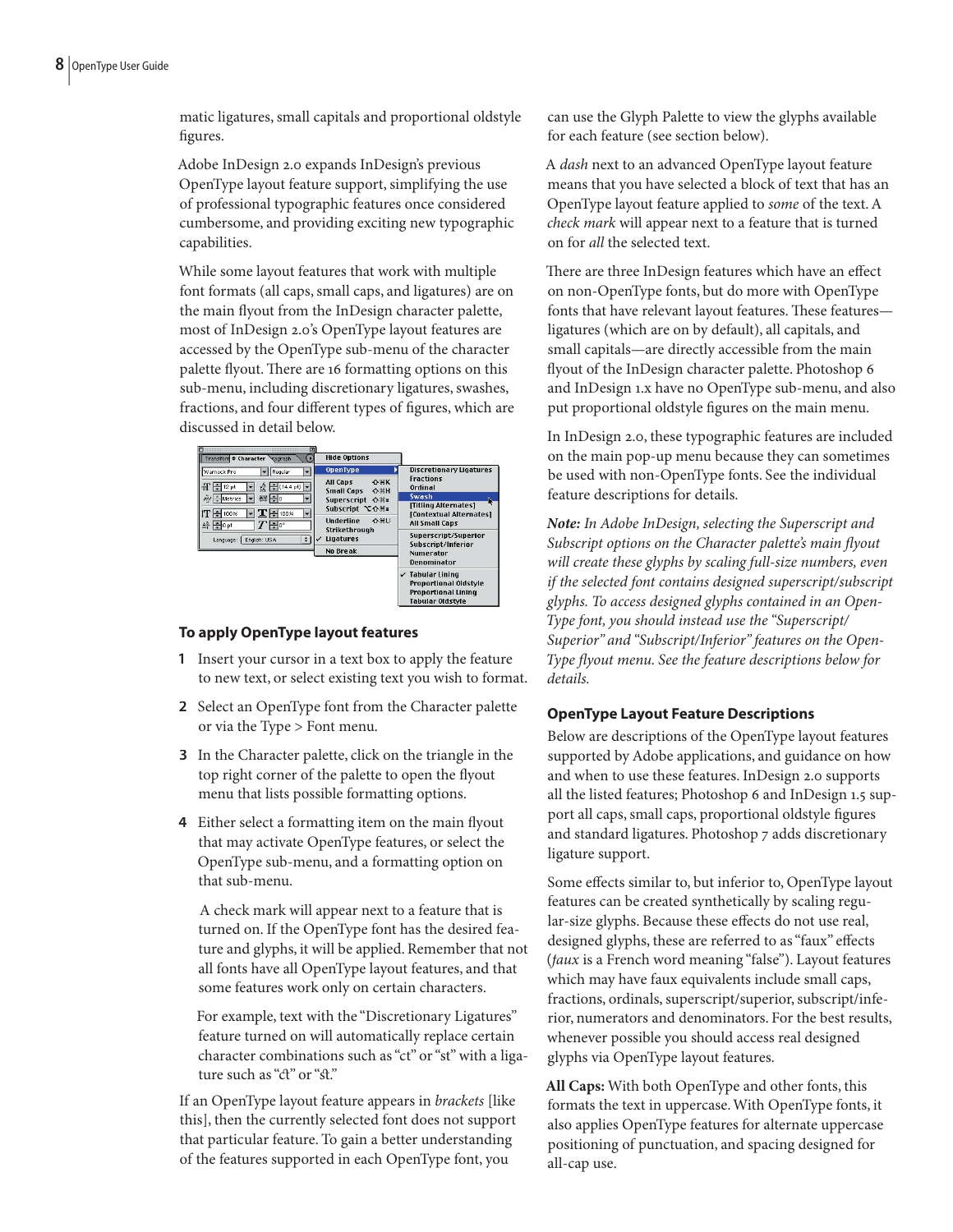matic ligatures, small capitals and proportional oldstyle figures.

Adobe InDesign 2.0 expands InDesign's previous OpenType layout feature support, simplifying the use of professional typographic features once considered cumbersome, and providing exciting new typographic capabilities.

While some layout features that work with multiple font formats (all caps, small caps, and ligatures) are on the main flyout from the InDesign character palette, most of InDesign 2.0's OpenType layout features are accessed by the OpenType sub-menu of the character palette flyout. There are 16 formatting options on this sub-menu, including discretionary ligatures, swashes, fractions, and four different types of figures, which are discussed in detail below.

### To apply OpenType layout features

1. Insert your cursor in a text box to apply the feature to new text, or select existing text you wish to format.
2. Select an OpenType font from the Character palette or via the Type > Font menu.
3. In the Character palette, click on the triangle in the top right corner of the palette to open the flyout menu that lists possible formatting options.
4. Either select a formatting item on the main flyout that may activate OpenType features, or select the OpenType sub-menu, and a formatting option on that sub-menu.

   A check mark will appear next to a feature that is turned on. If the OpenType font has the desired feature and glyphs, it will be applied. Remember that not all fonts have all OpenType layout features, and that some features work only on certain characters.

   For example, text with the "Discretionary Ligatures" feature turned on will automatically replace certain character combinations such as "ct" or "st" with a ligature such as "ct" or "st."

If an OpenType layout feature appears in *brackets* [like this], then the currently selected font does not support that particular feature. To gain a better understanding of the features supported in each OpenType font, you can use the Glyph Palette to view the glyphs available for each feature (see section below).

A *dash* next to an advanced OpenType layout feature means that you have selected a block of text that has an OpenType layout feature applied to *some* of the text. A *check mark* will appear next to a feature that is turned on for *all* the selected text.

There are three InDesign features which have an effect on non-OpenType fonts, but do more with OpenType fonts that have relevant layout features. These features—ligatures (which are on by default), all capitals, and small capitals—are directly accessible from the main flyout of the InDesign character palette. Photoshop 6 and InDesign 1.x have no OpenType sub-menu, and also put proportional oldstyle figures on the main menu.

In InDesign 2.0, these typographic features are included on the main pop-up menu because they can sometimes be used with non-OpenType fonts. See the individual feature descriptions for details.

***Note:** In Adobe InDesign, selecting the Superscript and Subscript options on the Character palette's main flyout will create these glyphs by scaling full-size numbers, even if the selected font contains designed superscript/subscript glyphs. To access designed glyphs contained in an OpenType font, you should instead use the "Superscript/Superior" and "Subscript/Inferior" features on the OpenType flyout menu. See the feature descriptions below for details.*

### OpenType Layout Feature Descriptions

Below are descriptions of the OpenType layout features supported by Adobe applications, and guidance on how and when to use these features. InDesign 2.0 supports all the listed features; Photoshop 6 and InDesign 1.5 support all caps, small caps, proportional oldstyle figures and standard ligatures. Photoshop 7 adds discretionary ligature support.

Some effects similar to, but inferior to, OpenType layout features can be created synthetically by scaling regular-size glyphs. Because these effects do not use real, designed glyphs, these are referred to as "faux" effects (*faux* is a French word meaning "false"). Layout features which may have faux equivalents include small caps, fractions, ordinals, superscript/superior, subscript/inferior, numerators and denominators. For the best results, whenever possible you should access real designed glyphs via OpenType layout features.

**All Caps:** With both OpenType and other fonts, this formats the text in uppercase. With OpenType fonts, it also applies OpenType features for alternate uppercase positioning of punctuation, and spacing designed for all-cap use.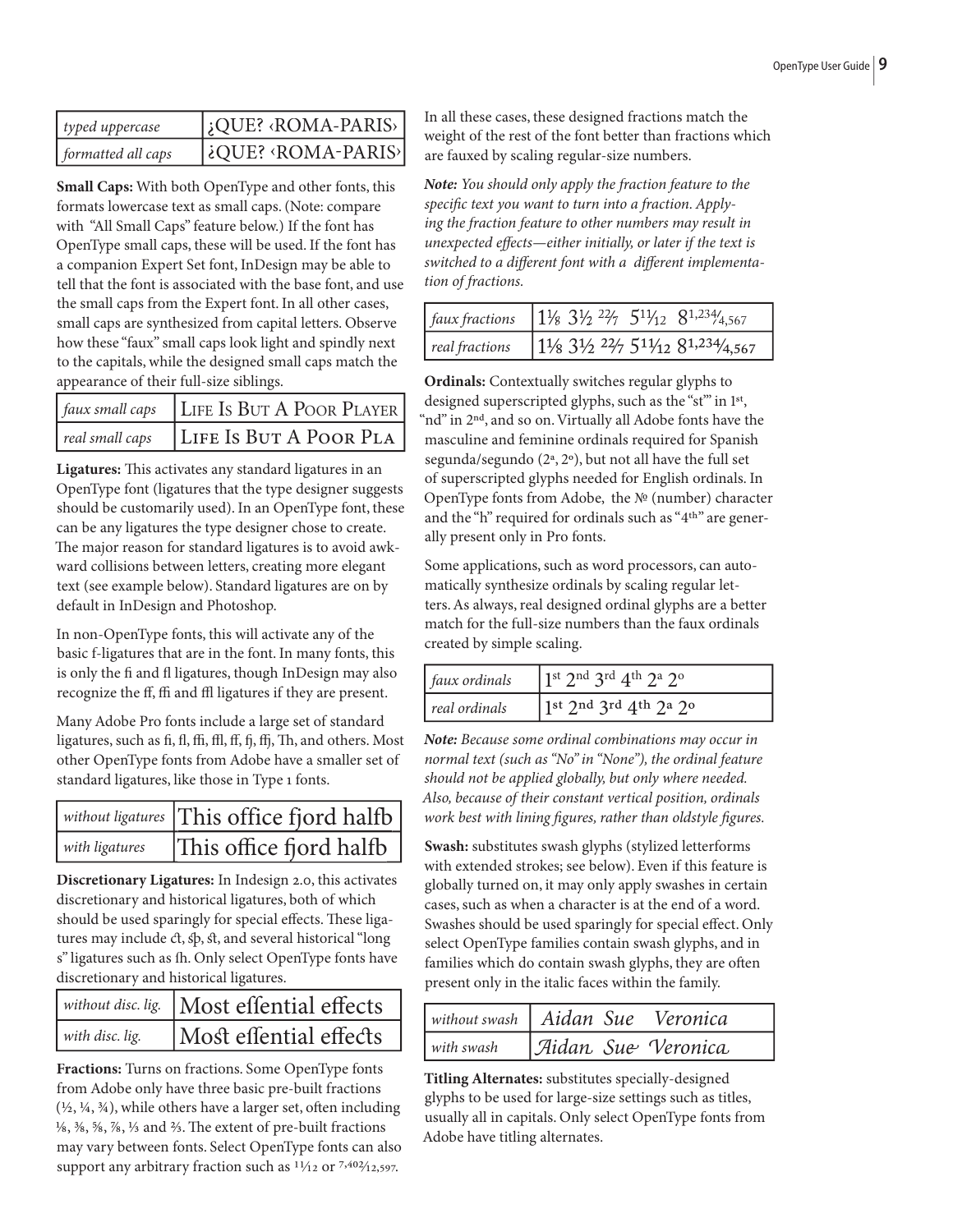| | |
|---|---|
| *typed uppercase* | ¿QUE? ‹ROMA-PARIS› |
| *formatted all caps* | ¿QUE? ‹ROMA-PARIS› |

**Small Caps:** With both OpenType and other fonts, this formats lowercase text as small caps. (Note: compare with "All Small Caps" feature below.) If the font has OpenType small caps, these will be used. If the font has a companion Expert Set font, InDesign may be able to tell that the font is associated with the base font, and use the small caps from the Expert font. In all other cases, small caps are synthesized from capital letters. Observe how these "faux" small caps look light and spindly next to the capitals, while the designed small caps match the appearance of their full-size siblings.

| | |
|---|---|
| *faux small caps* | Life Is But A Poor Player |
| *real small caps* | Life Is But A Poor Pla |

**Ligatures:** This activates any standard ligatures in an OpenType font (ligatures that the type designer suggests should be customarily used). In an OpenType font, these can be any ligatures the type designer chose to create. The major reason for standard ligatures is to avoid awkward collisions between letters, creating more elegant text (see example below). Standard ligatures are on by default in InDesign and Photoshop.

In non-OpenType fonts, this will activate any of the basic f-ligatures that are in the font. In many fonts, this is only the fi and fl ligatures, though InDesign may also recognize the ff, ffi and ffl ligatures if they are present.

Many Adobe Pro fonts include a large set of standard ligatures, such as fi, fl, ffi, ffl, ff, fj, ffj, Th, and others. Most other OpenType fonts from Adobe have a smaller set of standard ligatures, like those in Type 1 fonts.

| | |
|---|---|
| *without ligatures* | This office fjord halfb |
| *with ligatures* | This office fjord halfb |

**Discretionary Ligatures:** In Indesign 2.0, this activates discretionary and historical ligatures, both of which should be used sparingly for special effects. These ligatures may include ct, sp, st, and several historical "long s" ligatures such as ſh. Only select OpenType fonts have discretionary and historical ligatures.

| | |
|---|---|
| *without disc. lig.* | Most effential effects |
| *with disc. lig.* | Most effential effects |

**Fractions:** Turns on fractions. Some OpenType fonts from Adobe only have three basic pre-built fractions (½, ¼, ¾), while others have a larger set, often including ⅛, ⅜, ⅝, ⅞, ⅓ and ⅔. The extent of pre-built fractions may vary between fonts. Select OpenType fonts can also support any arbitrary fraction such as 11⁄12 or 7,402⁄12,597.

In all these cases, these designed fractions match the weight of the rest of the font better than fractions which are fauxed by scaling regular-size numbers.

***Note:*** *You should only apply the fraction feature to the specific text you want to turn into a fraction. Applying the fraction feature to other numbers may result in unexpected effects—either initially, or later if the text is switched to a different font with a different implementation of fractions.*

| | |
|---|---|
| *faux fractions* | 1⅛ 3½ 22⁄7 5 11⁄12 8 1,234⁄4,567 |
| *real fractions* | 1⅛ 3½ 22⁄7 5 11⁄12 8 1,234⁄4,567 |

**Ordinals:** Contextually switches regular glyphs to designed superscripted glyphs, such as the "st" in 1st, "nd" in 2nd, and so on. Virtually all Adobe fonts have the masculine and feminine ordinals required for Spanish segunda/segundo (2ª, 2º), but not all have the full set of superscripted glyphs needed for English ordinals. In OpenType fonts from Adobe, the № (number) character and the "h" required for ordinals such as "4th" are generally present only in Pro fonts.

Some applications, such as word processors, can automatically synthesize ordinals by scaling regular letters. As always, real designed ordinal glyphs are a better match for the full-size numbers than the faux ordinals created by simple scaling.

| | |
|---|---|
| *faux ordinals* | 1st 2nd 3rd 4th 2ª 2º |
| *real ordinals* | 1st 2nd 3rd 4th 2ª 2º |

***Note:*** *Because some ordinal combinations may occur in normal text (such as "No" in "None"), the ordinal feature should not be applied globally, but only where needed. Also, because of their constant vertical position, ordinals work best with lining figures, rather than oldstyle figures.*

**Swash:** substitutes swash glyphs (stylized letterforms with extended strokes; see below). Even if this feature is globally turned on, it may only apply swashes in certain cases, such as when a character is at the end of a word. Swashes should be used sparingly for special effect. Only select OpenType families contain swash glyphs, and in families which do contain swash glyphs, they are often present only in the italic faces within the family.

| | |
|---|---|
| *without swash* | *Aidan Sue Veronica* |
| *with swash* | *Aidan Sue Veronica* |

**Titling Alternates:** substitutes specially-designed glyphs to be used for large-size settings such as titles, usually all in capitals. Only select OpenType fonts from Adobe have titling alternates.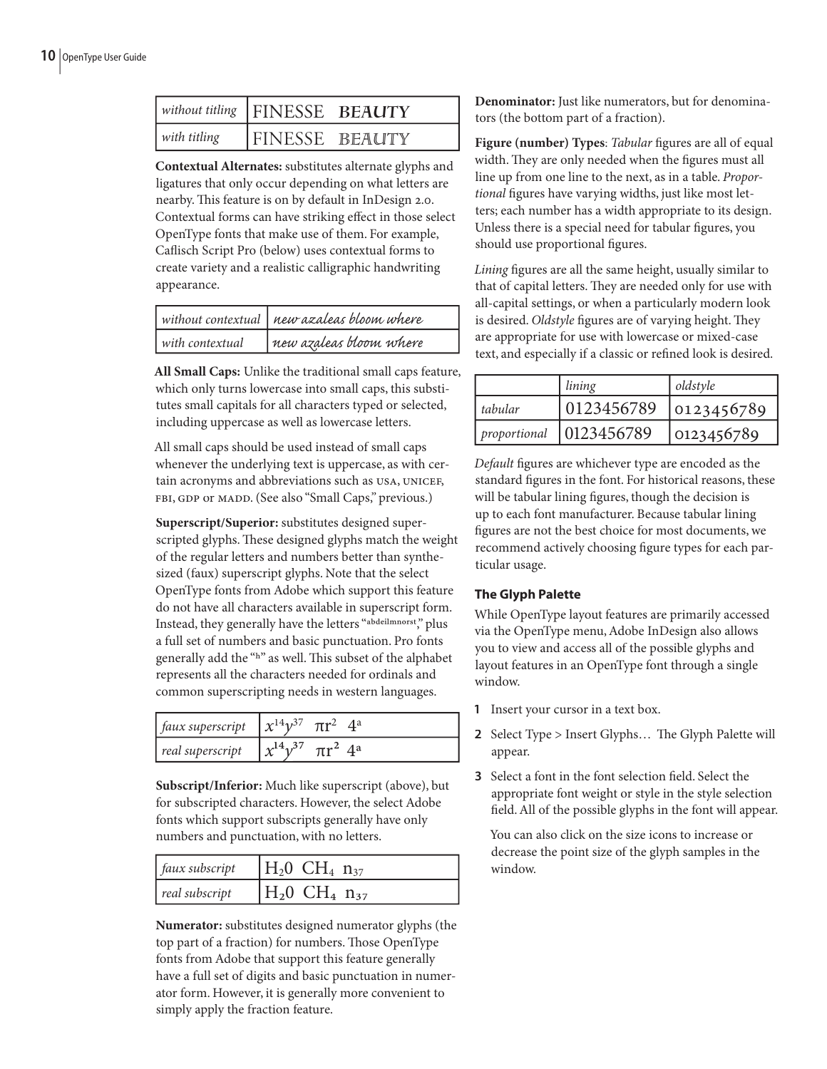| | |
|---|---|
| *without titling* | FINESSE BEAUTY |
| *with titling* | FINESSE BEAUTY |

**Contextual Alternates:** substitutes alternate glyphs and ligatures that only occur depending on what letters are nearby. This feature is on by default in InDesign 2.0. Contextual forms can have striking effect in those select OpenType fonts that make use of them. For example, Caflisch Script Pro (below) uses contextual forms to create variety and a realistic calligraphic handwriting appearance.

| | |
|---|---|
| *without contextual* | new azaleas bloom where |
| *with contextual* | new azaleas bloom where |

**All Small Caps:** Unlike the traditional small caps feature, which only turns lowercase into small caps, this substitutes small capitals for all characters typed or selected, including uppercase as well as lowercase letters.

All small caps should be used instead of small caps whenever the underlying text is uppercase, as with certain acronyms and abbreviations such as USA, UNICEF, FBI, GDP or MADD. (See also "Small Caps," previous.)

**Superscript/Superior:** substitutes designed superscripted glyphs. These designed glyphs match the weight of the regular letters and numbers better than synthesized (faux) superscript glyphs. Note that the select OpenType fonts from Adobe which support this feature do not have all characters available in superscript form. Instead, they generally have the letters "abdeilmnorst," plus a full set of numbers and basic punctuation. Pro fonts generally add the "h" as well. This subset of the alphabet represents all the characters needed for ordinals and common superscripting needs in western languages.

| | |
|---|---|
| *faux superscript* | $x^{14}y^{37}$ $\pi r^2$ $4^a$ |
| *real superscript* | $x^{14}y^{37}$ $\pi r^2$ $4^a$ |

**Subscript/Inferior:** Much like superscript (above), but for subscripted characters. However, the select Adobe fonts which support subscripts generally have only numbers and punctuation, with no letters.

| | |
|---|---|
| *faux subscript* | $H_20$ $CH_4$ $n_{37}$ |
| *real subscript* | $H_20$ $CH_4$ $n_{37}$ |

**Numerator:** substitutes designed numerator glyphs (the top part of a fraction) for numbers. Those OpenType fonts from Adobe that support this feature generally have a full set of digits and basic punctuation in numerator form. However, it is generally more convenient to simply apply the fraction feature.

**Denominator:** Just like numerators, but for denominators (the bottom part of a fraction).

**Figure (number) Types**: *Tabular* figures are all of equal width. They are only needed when the figures must all line up from one line to the next, as in a table. *Proportional* figures have varying widths, just like most letters; each number has a width appropriate to its design. Unless there is a special need for tabular figures, you should use proportional figures.

*Lining* figures are all the same height, usually similar to that of capital letters. They are needed only for use with all-capital settings, or when a particularly modern look is desired. *Oldstyle* figures are of varying height. They are appropriate for use with lowercase or mixed-case text, and especially if a classic or refined look is desired.

| | *lining* | *oldstyle* |
|---|---|---|
| *tabular* | 0123456789 | 0123456789 |
| *proportional* | 0123456789 | 0123456789 |

*Default* figures are whichever type are encoded as the standard figures in the font. For historical reasons, these will be tabular lining figures, though the decision is up to each font manufacturer. Because tabular lining figures are not the best choice for most documents, we recommend actively choosing figure types for each particular usage.

### The Glyph Palette

While OpenType layout features are primarily accessed via the OpenType menu, Adobe InDesign also allows you to view and access all of the possible glyphs and layout features in an OpenType font through a single window.

1. Insert your cursor in a text box.
2. Select Type > Insert Glyphs… The Glyph Palette will appear.
3. Select a font in the font selection field. Select the appropriate font weight or style in the style selection field. All of the possible glyphs in the font will appear.

   You can also click on the size icons to increase or decrease the point size of the glyph samples in the window.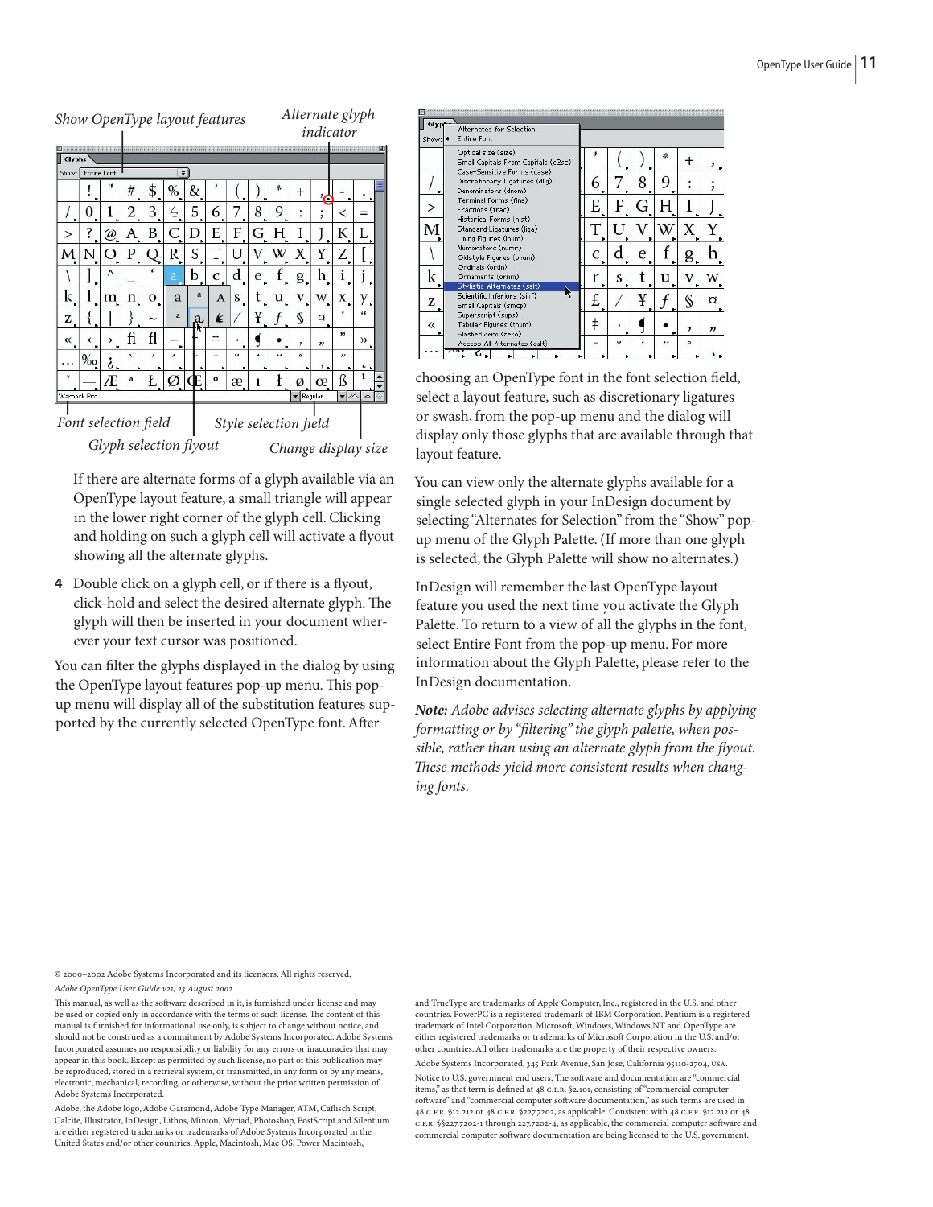Show OpenType layout features

Alternate glyph indicator

Font selection field

Style selection field

Glyph selection flyout

Change display size

If there are alternate forms of a glyph available via an OpenType layout feature, a small triangle will appear in the lower right corner of the glyph cell. Clicking and holding on such a glyph cell will activate a flyout showing all the alternate glyphs.

4 Double click on a glyph cell, or if there is a flyout, click-hold and select the desired alternate glyph. The glyph will then be inserted in your document wherever your text cursor was positioned.

You can filter the glyphs displayed in the dialog by using the OpenType layout features pop-up menu. This pop-up menu will display all of the substitution features supported by the currently selected OpenType font. After choosing an OpenType font in the font selection field, select a layout feature, such as discretionary ligatures or swash, from the pop-up menu and the dialog will display only those glyphs that are available through that layout feature.

You can view only the alternate glyphs available for a single selected glyph in your InDesign document by selecting "Alternates for Selection" from the "Show" pop-up menu of the Glyph Palette. (If more than one glyph is selected, the Glyph Palette will show no alternates.)

InDesign will remember the last OpenType layout feature you used the next time you activate the Glyph Palette. To return to a view of all the glyphs in the font, select Entire Font from the pop-up menu. For more information about the Glyph Palette, please refer to the InDesign documentation.

***Note:*** *Adobe advises selecting alternate glyphs by applying formatting or by "filtering" the glyph palette, when possible, rather than using an alternate glyph from the flyout. These methods yield more consistent results when changing fonts.*

© 2000–2002 Adobe Systems Incorporated and its licensors. All rights reserved.

*Adobe OpenType User Guide v21, 23 August 2002*

This manual, as well as the software described in it, is furnished under license and may be used or copied only in accordance with the terms of such license. The content of this manual is furnished for informational use only, is subject to change without notice, and should not be construed as a commitment by Adobe Systems Incorporated. Adobe Systems Incorporated assumes no responsibility or liability for any errors or inaccuracies that may appear in this book. Except as permitted by such license, no part of this publication may be reproduced, stored in a retrieval system, or transmitted, in any form or by any means, electronic, mechanical, recording, or otherwise, without the prior written permission of Adobe Systems Incorporated.

Adobe, the Adobe logo, Adobe Garamond, Adobe Type Manager, ATM, Caflisch Script, Calcite, Illustrator, InDesign, Lithos, Minion, Myriad, Photoshop, PostScript and Silentium are either registered trademarks or trademarks of Adobe Systems Incorporated in the United States and/or other countries. Apple, Macintosh, Mac OS, Power Macintosh, and TrueType are trademarks of Apple Computer, Inc., registered in the U.S. and other countries. PowerPC is a registered trademark of IBM Corporation. Pentium is a registered trademark of Intel Corporation. Microsoft, Windows, Windows NT and OpenType are either registered trademarks or trademarks of Microsoft Corporation in the U.S. and/or other countries. All other trademarks are the property of their respective owners.

Adobe Systems Incorporated, 345 Park Avenue, San Jose, California 95110-2704, USA.

Notice to U.S. government end users. The software and documentation are "commercial items," as that term is defined at 48 C.F.R. §2.101, consisting of "commercial computer software" and "commercial computer software documentation," as such terms are used in 48 C.F.R. §12.212 or 48 C.F.R. §227.7202, as applicable. Consistent with 48 C.F.R. §12.212 or 48 C.F.R. §§227.7202-1 through 227.7202-4, as applicable, the commercial computer software and commercial computer software documentation are being licensed to the U.S. government.